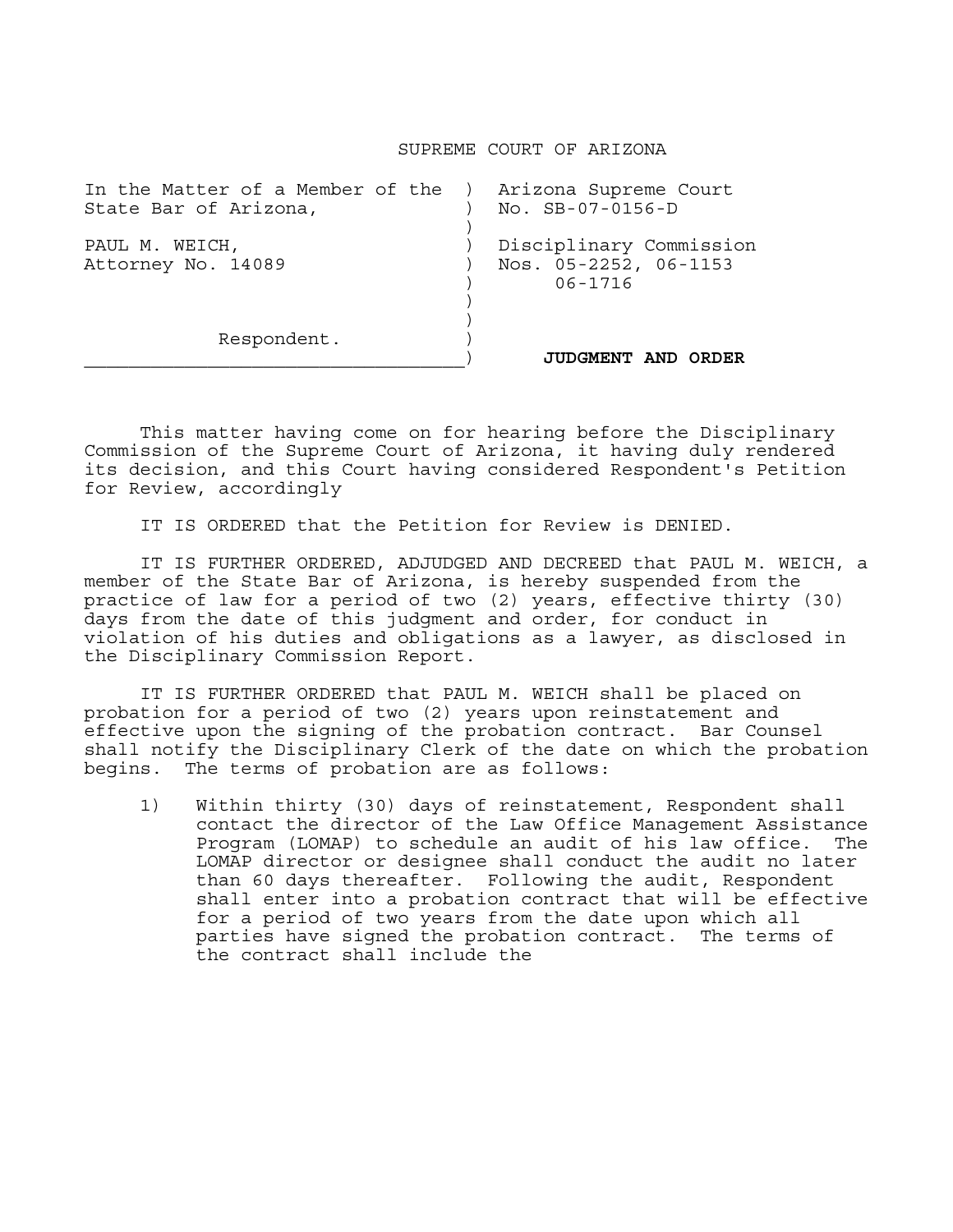# SUPREME COURT OF ARIZONA

| | |
|---|---|
| In the Matter of a Member of the State Bar of Arizona, | Arizona Supreme Court No. SB-07-0156-D |
| PAUL M. WEICH, Attorney No. 14089 | Disciplinary Commission Nos. 05-2252, 06-1153 06-1716 |
| Respondent. | **JUDGMENT AND ORDER** |

This matter having come on for hearing before the Disciplinary Commission of the Supreme Court of Arizona, it having duly rendered its decision, and this Court having considered Respondent's Petition for Review, accordingly

IT IS ORDERED that the Petition for Review is DENIED.

IT IS FURTHER ORDERED, ADJUDGED AND DECREED that PAUL M. WEICH, a member of the State Bar of Arizona, is hereby suspended from the practice of law for a period of two (2) years, effective thirty (30) days from the date of this judgment and order, for conduct in violation of his duties and obligations as a lawyer, as disclosed in the Disciplinary Commission Report.

IT IS FURTHER ORDERED that PAUL M. WEICH shall be placed on probation for a period of two (2) years upon reinstatement and effective upon the signing of the probation contract. Bar Counsel shall notify the Disciplinary Clerk of the date on which the probation begins. The terms of probation are as follows:

1) Within thirty (30) days of reinstatement, Respondent shall contact the director of the Law Office Management Assistance Program (LOMAP) to schedule an audit of his law office. The LOMAP director or designee shall conduct the audit no later than 60 days thereafter. Following the audit, Respondent shall enter into a probation contract that will be effective for a period of two years from the date upon which all parties have signed the probation contract. The terms of the contract shall include the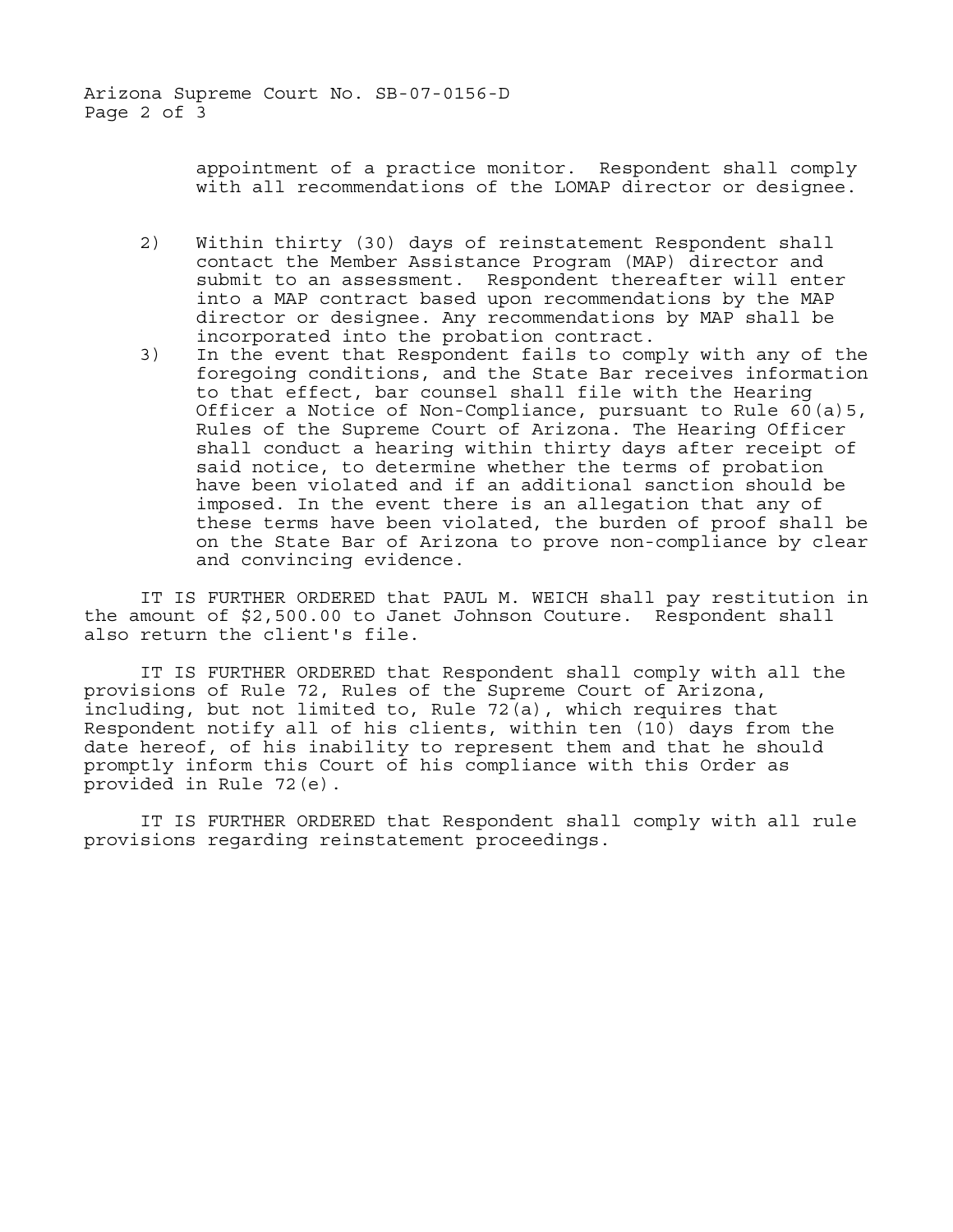appointment of a practice monitor. Respondent shall comply with all recommendations of the LOMAP director or designee.

2) Within thirty (30) days of reinstatement Respondent shall contact the Member Assistance Program (MAP) director and submit to an assessment. Respondent thereafter will enter into a MAP contract based upon recommendations by the MAP director or designee. Any recommendations by MAP shall be incorporated into the probation contract.

3) In the event that Respondent fails to comply with any of the foregoing conditions, and the State Bar receives information to that effect, bar counsel shall file with the Hearing Officer a Notice of Non-Compliance, pursuant to Rule 60(a)5, Rules of the Supreme Court of Arizona. The Hearing Officer shall conduct a hearing within thirty days after receipt of said notice, to determine whether the terms of probation have been violated and if an additional sanction should be imposed. In the event there is an allegation that any of these terms have been violated, the burden of proof shall be on the State Bar of Arizona to prove non-compliance by clear and convincing evidence.

IT IS FURTHER ORDERED that PAUL M. WEICH shall pay restitution in the amount of $2,500.00 to Janet Johnson Couture. Respondent shall also return the client's file.

IT IS FURTHER ORDERED that Respondent shall comply with all the provisions of Rule 72, Rules of the Supreme Court of Arizona, including, but not limited to, Rule 72(a), which requires that Respondent notify all of his clients, within ten (10) days from the date hereof, of his inability to represent them and that he should promptly inform this Court of his compliance with this Order as provided in Rule 72(e).

IT IS FURTHER ORDERED that Respondent shall comply with all rule provisions regarding reinstatement proceedings.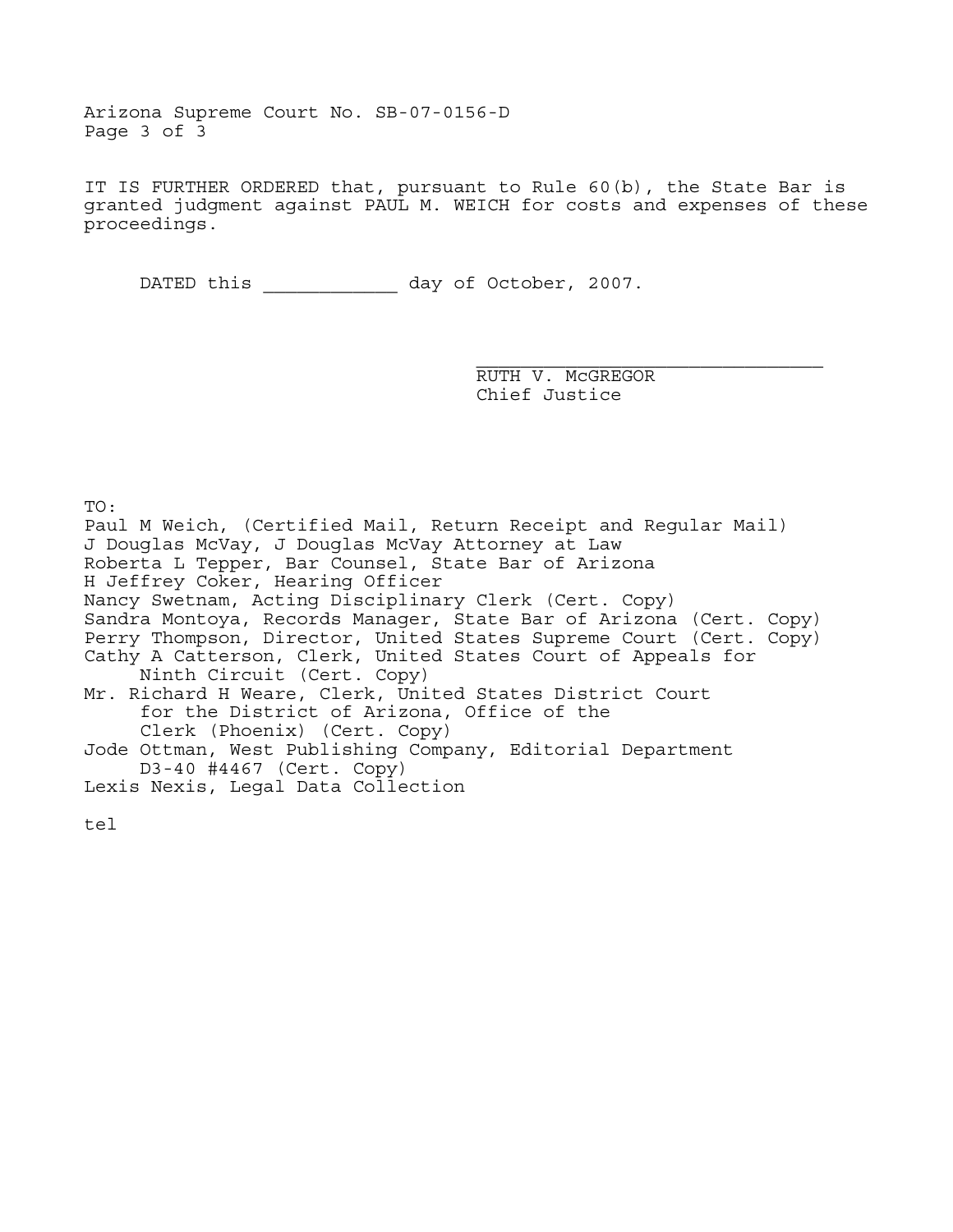IT IS FURTHER ORDERED that, pursuant to Rule 60(b), the State Bar is granted judgment against PAUL M. WEICH for costs and expenses of these proceedings.

DATED this ___________ day of October, 2007.

_______________________________
RUTH V. McGREGOR
Chief Justice

TO:
Paul M Weich, (Certified Mail, Return Receipt and Regular Mail)
J Douglas McVay, J Douglas McVay Attorney at Law
Roberta L Tepper, Bar Counsel, State Bar of Arizona
H Jeffrey Coker, Hearing Officer
Nancy Swetnam, Acting Disciplinary Clerk (Cert. Copy)
Sandra Montoya, Records Manager, State Bar of Arizona (Cert. Copy)
Perry Thompson, Director, United States Supreme Court (Cert. Copy)
Cathy A Catterson, Clerk, United States Court of Appeals for Ninth Circuit (Cert. Copy)
Mr. Richard H Weare, Clerk, United States District Court for the District of Arizona, Office of the Clerk (Phoenix) (Cert. Copy)
Jode Ottman, West Publishing Company, Editorial Department D3-40 #4467 (Cert. Copy)
Lexis Nexis, Legal Data Collection

tel